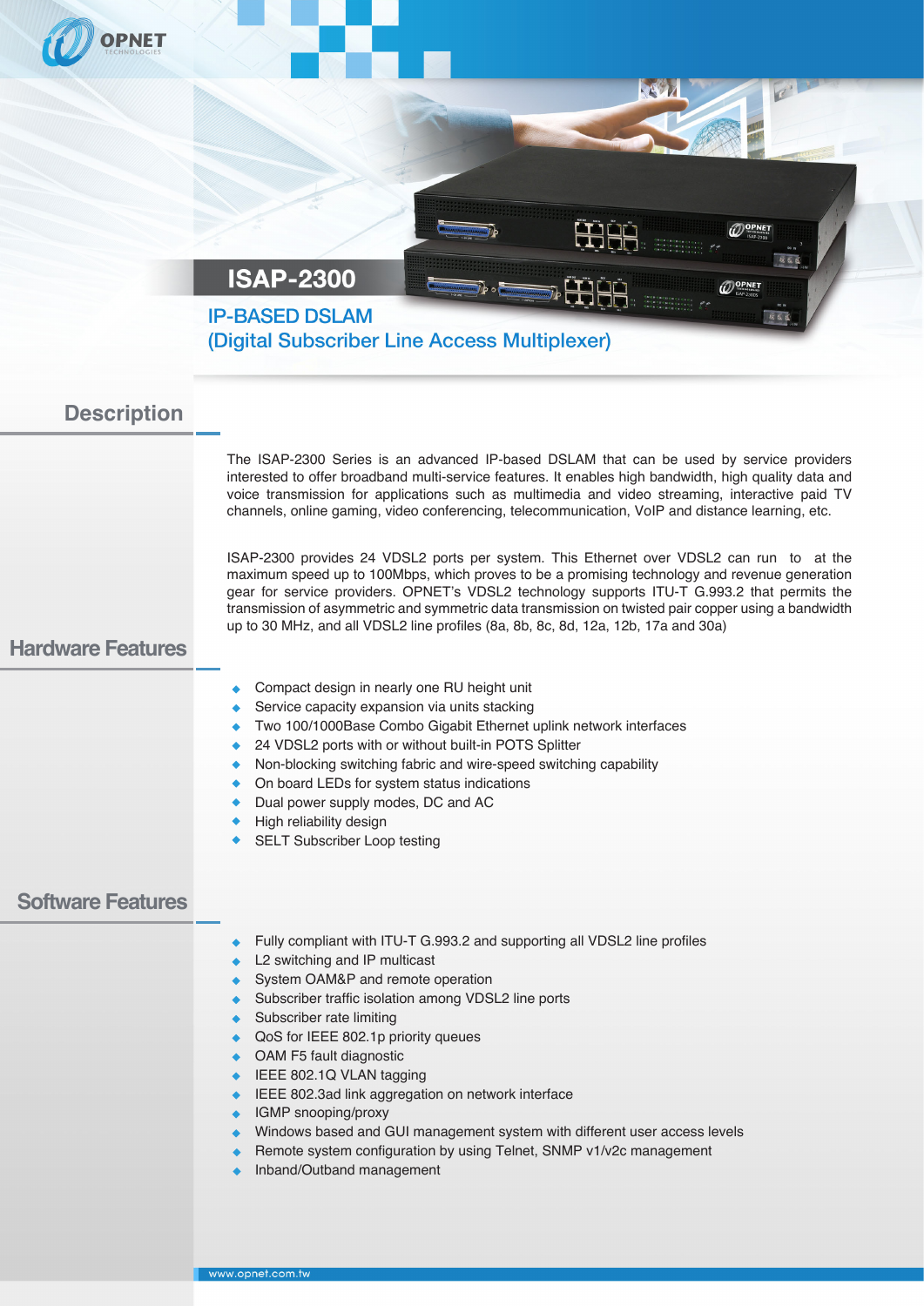# ISAP-2300

## IP-BASED DSLAM
## (Digital Subscriber Line Access Multiplexer)

## Description

The ISAP-2300 Series is an advanced IP-based DSLAM that can be used by service providers interested to offer broadband multi-service features. It enables high bandwidth, high quality data and voice transmission for applications such as multimedia and video streaming, interactive paid TV channels, online gaming, video conferencing, telecommunication, VoIP and distance learning, etc.

ISAP-2300 provides 24 VDSL2 ports per system. This Ethernet over VDSL2 can run to at the maximum speed up to 100Mbps, which proves to be a promising technology and revenue generation gear for service providers. OPNET's VDSL2 technology supports ITU-T G.993.2 that permits the transmission of asymmetric and symmetric data transmission on twisted pair copper using a bandwidth up to 30 MHz, and all VDSL2 line profiles (8a, 8b, 8c, 8d, 12a, 12b, 17a and 30a)

## Hardware Features

- Compact design in nearly one RU height unit
- Service capacity expansion via units stacking
- Two 100/1000Base Combo Gigabit Ethernet uplink network interfaces
- 24 VDSL2 ports with or without built-in POTS Splitter
- Non-blocking switching fabric and wire-speed switching capability
- On board LEDs for system status indications
- Dual power supply modes, DC and AC
- High reliability design
- SELT Subscriber Loop testing

## Software Features

- Fully compliant with ITU-T G.993.2 and supporting all VDSL2 line profiles
- L2 switching and IP multicast
- System OAM&P and remote operation
- Subscriber traffic isolation among VDSL2 line ports
- Subscriber rate limiting
- QoS for IEEE 802.1p priority queues
- OAM F5 fault diagnostic
- IEEE 802.1Q VLAN tagging
- IEEE 802.3ad link aggregation on network interface
- IGMP snooping/proxy
- Windows based and GUI management system with different user access levels
- Remote system configuration by using Telnet, SNMP v1/v2c management
- Inband/Outband management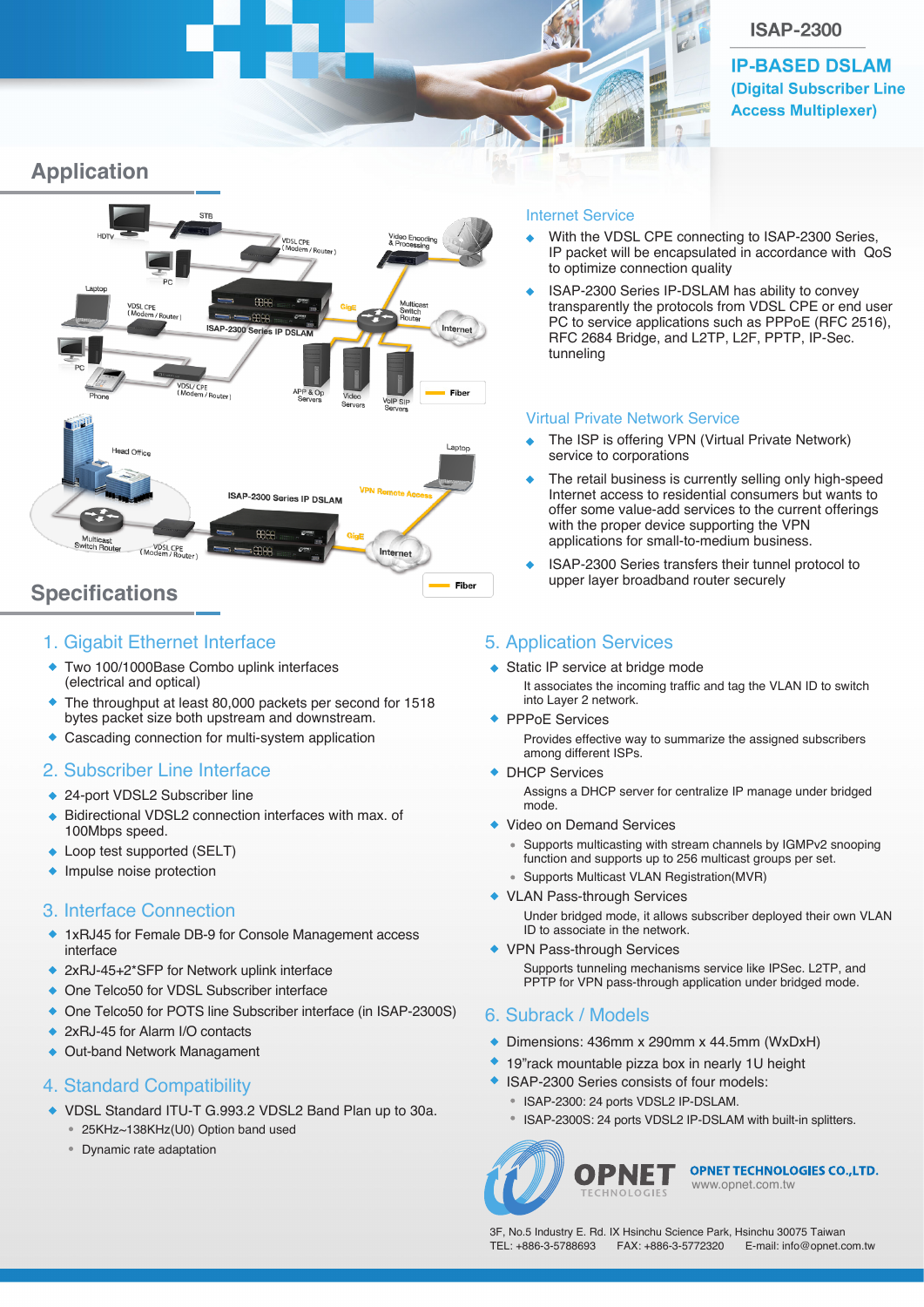ISAP-2300

**IP-BASED DSLAM**
**(Digital Subscriber Line Access Multiplexer)**

## Application

### Internet Service

- With the VDSL CPE connecting to ISAP-2300 Series, IP packet will be encapsulated in accordance with QoS to optimize connection quality
- ISAP-2300 Series IP-DSLAM has ability to convey transparently the protocols from VDSL CPE or end user PC to service applications such as PPPoE (RFC 2516), RFC 2684 Bridge, and L2TP, L2F, PPTP, IP-Sec. tunneling

### Virtual Private Network Service

- The ISP is offering VPN (Virtual Private Network) service to corporations
- The retail business is currently selling only high-speed Internet access to residential consumers but wants to offer some value-add services to the current offerings with the proper device supporting the VPN applications for small-to-medium business.
- ISAP-2300 Series transfers their tunnel protocol to upper layer broadband router securely

## Specifications

### 1. Gigabit Ethernet Interface

- Two 100/1000Base Combo uplink interfaces (electrical and optical)
- The throughput at least 80,000 packets per second for 1518 bytes packet size both upstream and downstream.
- Cascading connection for multi-system application

### 2. Subscriber Line Interface

- 24-port VDSL2 Subscriber line
- Bidirectional VDSL2 connection interfaces with max. of 100Mbps speed.
- Loop test supported (SELT)
- Impulse noise protection

### 3. Interface Connection

- 1xRJ45 for Female DB-9 for Console Management access interface
- 2xRJ-45+2*SFP for Network uplink interface
- One Telco50 for VDSL Subscriber interface
- One Telco50 for POTS line Subscriber interface (in ISAP-2300S)
- 2xRJ-45 for Alarm I/O contacts
- Out-band Network Managment

### 4. Standard Compatibility

- VDSL Standard ITU-T G.993.2 VDSL2 Band Plan up to 30a.
  - 25KHz~138KHz(U0) Option band used
  - Dynamic rate adaptation

### 5. Application Services

- Static IP service at bridge mode
  It associates the incoming traffic and tag the VLAN ID to switch into Layer 2 network.
- PPPoE Services
  Provides effective way to summarize the assigned subscribers among different ISPs.
- DHCP Services
  Assigns a DHCP server for centralize IP manage under bridged mode.
- Video on Demand Services
  - Supports multicasting with stream channels by IGMPv2 snooping function and supports up to 256 multicast groups per set.
  - Supports Multicast VLAN Registration(MVR)
- VLAN Pass-through Services
  Under bridged mode, it allows subscriber deployed their own VLAN ID to associate in the network.
- VPN Pass-through Services
  Supports tunneling mechanisms service like IPSec. L2TP, and PPTP for VPN pass-through application under bridged mode.

### 6. Subrack / Models

- Dimensions: 436mm x 290mm x 44.5mm (WxDxH)
- 19"rack mountable pizza box in nearly 1U height
- ISAP-2300 Series consists of four models:
  - ISAP-2300: 24 ports VDSL2 IP-DSLAM.
  - ISAP-2300S: 24 ports VDSL2 IP-DSLAM with built-in splitters.

OPNET TECHNOLOGIES

**OPNET TECHNOLOGIES CO.,LTD.**
www.opnet.com.tw

3F, No.5 Industry E. Rd. IX Hsinchu Science Park, Hsinchu 30075 Taiwan
TEL: +886-3-5788693 FAX: +886-3-5772320 E-mail: info@opnet.com.tw